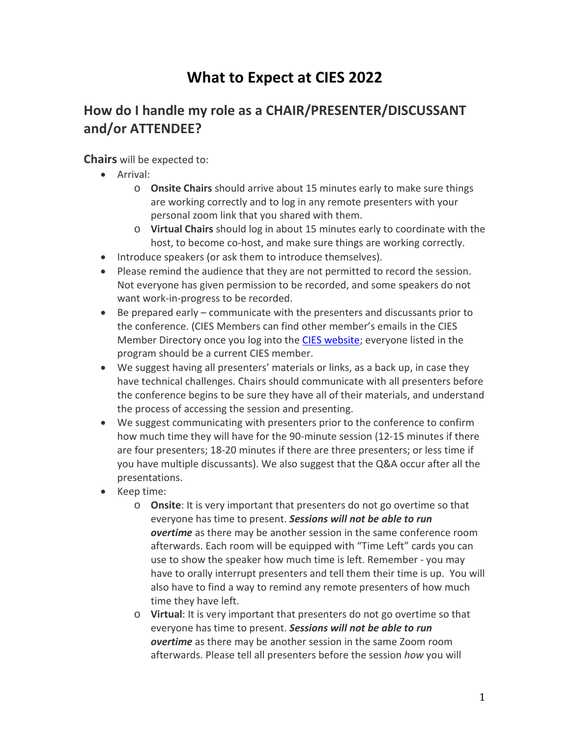# What to Expect at CIES 2022

## How do I handle my role as a CHAIR/PRESENTER/DISCUSSANT and/or ATTENDEE?

**Chairs** will be expected to:

- Arrival:
  - **Onsite Chairs** should arrive about 15 minutes early to make sure things are working correctly and to log in any remote presenters with your personal zoom link that you shared with them.
  - **Virtual Chairs** should log in about 15 minutes early to coordinate with the host, to become co-host, and make sure things are working correctly.
- Introduce speakers (or ask them to introduce themselves).
- Please remind the audience that they are not permitted to record the session. Not everyone has given permission to be recorded, and some speakers do not want work-in-progress to be recorded.
- Be prepared early – communicate with the presenters and discussants prior to the conference. (CIES Members can find other member's emails in the CIES Member Directory once you log into the [CIES website](); everyone listed in the program should be a current CIES member.
- We suggest having all presenters' materials or links, as a back up, in case they have technical challenges. Chairs should communicate with all presenters before the conference begins to be sure they have all of their materials, and understand the process of accessing the session and presenting.
- We suggest communicating with presenters prior to the conference to confirm how much time they will have for the 90-minute session (12-15 minutes if there are four presenters; 18-20 minutes if there are three presenters; or less time if you have multiple discussants). We also suggest that the Q&A occur after all the presentations.
- Keep time:
  - **Onsite**: It is very important that presenters do not go overtime so that everyone has time to present. ***Sessions will not be able to run overtime*** as there may be another session in the same conference room afterwards. Each room will be equipped with "Time Left" cards you can use to show the speaker how much time is left. Remember - you may have to orally interrupt presenters and tell them their time is up. You will also have to find a way to remind any remote presenters of how much time they have left.
  - **Virtual**: It is very important that presenters do not go overtime so that everyone has time to present. ***Sessions will not be able to run overtime*** as there may be another session in the same Zoom room afterwards. Please tell all presenters before the session *how* you will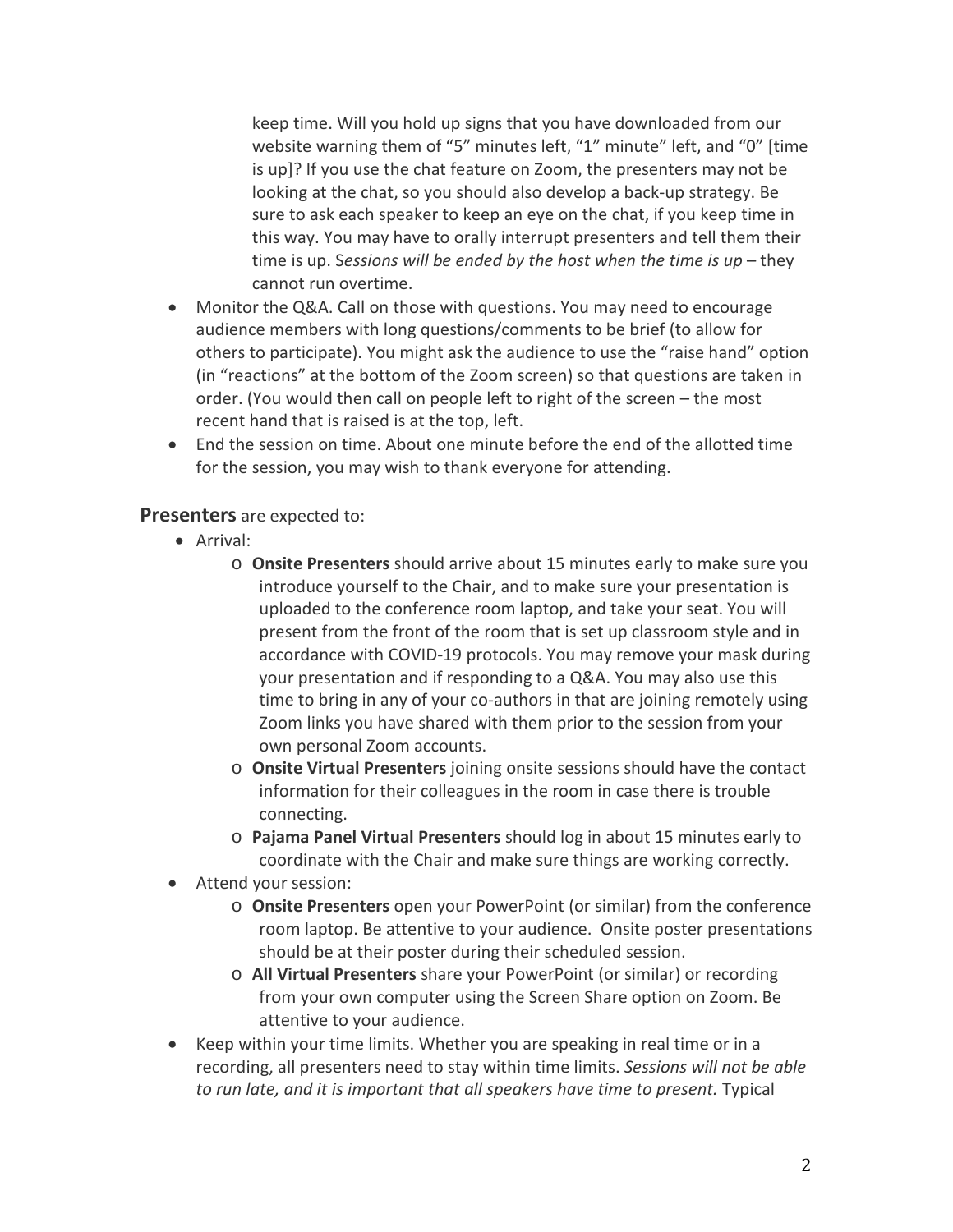keep time. Will you hold up signs that you have downloaded from our website warning them of “5” minutes left, “1” minute” left, and “0” [time is up]? If you use the chat feature on Zoom, the presenters may not be looking at the chat, so you should also develop a back-up strategy. Be sure to ask each speaker to keep an eye on the chat, if you keep time in this way. You may have to orally interrupt presenters and tell them their time is up. S*essions will be ended by the host when the time is up* – they cannot run overtime.

- Monitor the Q&A. Call on those with questions. You may need to encourage audience members with long questions/comments to be brief (to allow for others to participate). You might ask the audience to use the “raise hand” option (in “reactions” at the bottom of the Zoom screen) so that questions are taken in order. (You would then call on people left to right of the screen – the most recent hand that is raised is at the top, left.
- End the session on time. About one minute before the end of the allotted time for the session, you may wish to thank everyone for attending.

**Presenters** are expected to:

- Arrival:
  - **Onsite Presenters** should arrive about 15 minutes early to make sure you introduce yourself to the Chair, and to make sure your presentation is uploaded to the conference room laptop, and take your seat. You will present from the front of the room that is set up classroom style and in accordance with COVID-19 protocols. You may remove your mask during your presentation and if responding to a Q&A. You may also use this time to bring in any of your co-authors in that are joining remotely using Zoom links you have shared with them prior to the session from your own personal Zoom accounts.
  - **Onsite Virtual Presenters** joining onsite sessions should have the contact information for their colleagues in the room in case there is trouble connecting.
  - **Pajama Panel Virtual Presenters** should log in about 15 minutes early to coordinate with the Chair and make sure things are working correctly.
- Attend your session:
  - **Onsite Presenters** open your PowerPoint (or similar) from the conference room laptop. Be attentive to your audience. Onsite poster presentations should be at their poster during their scheduled session.
  - **All Virtual Presenters** share your PowerPoint (or similar) or recording from your own computer using the Screen Share option on Zoom. Be attentive to your audience.
- Keep within your time limits. Whether you are speaking in real time or in a recording, all presenters need to stay within time limits. *Sessions will not be able to run late, and it is important that all speakers have time to present.* Typical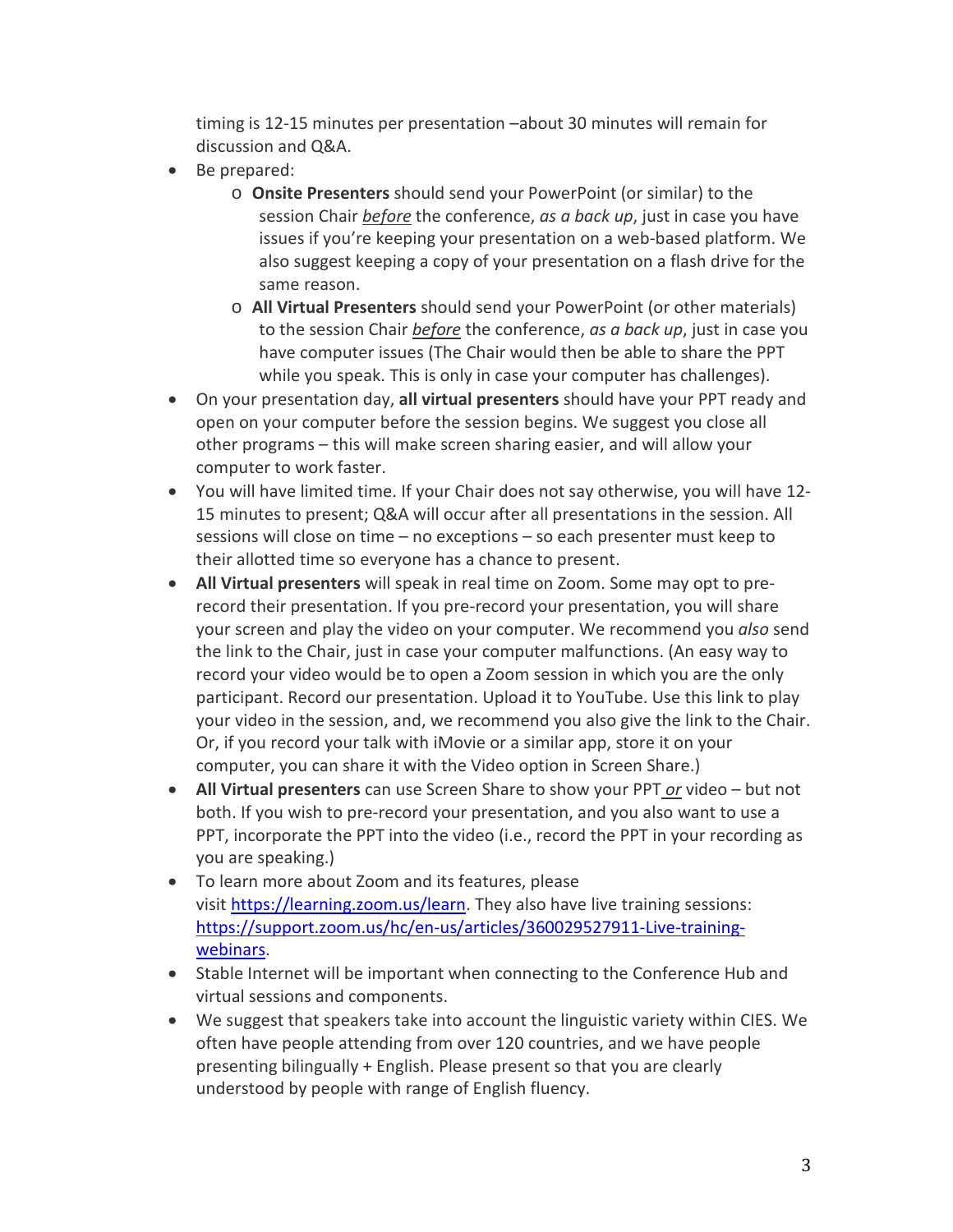timing is 12-15 minutes per presentation –about 30 minutes will remain for discussion and Q&A.

- Be prepared:
  - **Onsite Presenters** should send your PowerPoint (or similar) to the session Chair ***before*** the conference, *as a back up*, just in case you have issues if you're keeping your presentation on a web-based platform. We also suggest keeping a copy of your presentation on a flash drive for the same reason.
  - **All Virtual Presenters** should send your PowerPoint (or other materials) to the session Chair ***before*** the conference, *as a back up*, just in case you have computer issues (The Chair would then be able to share the PPT while you speak. This is only in case your computer has challenges).
- On your presentation day, **all virtual presenters** should have your PPT ready and open on your computer before the session begins. We suggest you close all other programs – this will make screen sharing easier, and will allow your computer to work faster.
- You will have limited time. If your Chair does not say otherwise, you will have 12-15 minutes to present; Q&A will occur after all presentations in the session. All sessions will close on time – no exceptions – so each presenter must keep to their allotted time so everyone has a chance to present.
- **All Virtual presenters** will speak in real time on Zoom. Some may opt to pre-record their presentation. If you pre-record your presentation, you will share your screen and play the video on your computer. We recommend you *also* send the link to the Chair, just in case your computer malfunctions. (An easy way to record your video would be to open a Zoom session in which you are the only participant. Record our presentation. Upload it to YouTube. Use this link to play your video in the session, and, we recommend you also give the link to the Chair. Or, if you record your talk with iMovie or a similar app, store it on your computer, you can share it with the Video option in Screen Share.)
- **All Virtual presenters** can use Screen Share to show your PPT ***or*** video – but not both. If you wish to pre-record your presentation, and you also want to use a PPT, incorporate the PPT into the video (i.e., record the PPT in your recording as you are speaking.)
- To learn more about Zoom and its features, please visit [https://learning.zoom.us/learn](https://learning.zoom.us/learn). They also have live training sessions: [https://support.zoom.us/hc/en-us/articles/360029527911-Live-training-webinars](https://support.zoom.us/hc/en-us/articles/360029527911-Live-training-webinars).
- Stable Internet will be important when connecting to the Conference Hub and virtual sessions and components.
- We suggest that speakers take into account the linguistic variety within CIES. We often have people attending from over 120 countries, and we have people presenting bilingually + English. Please present so that you are clearly understood by people with range of English fluency.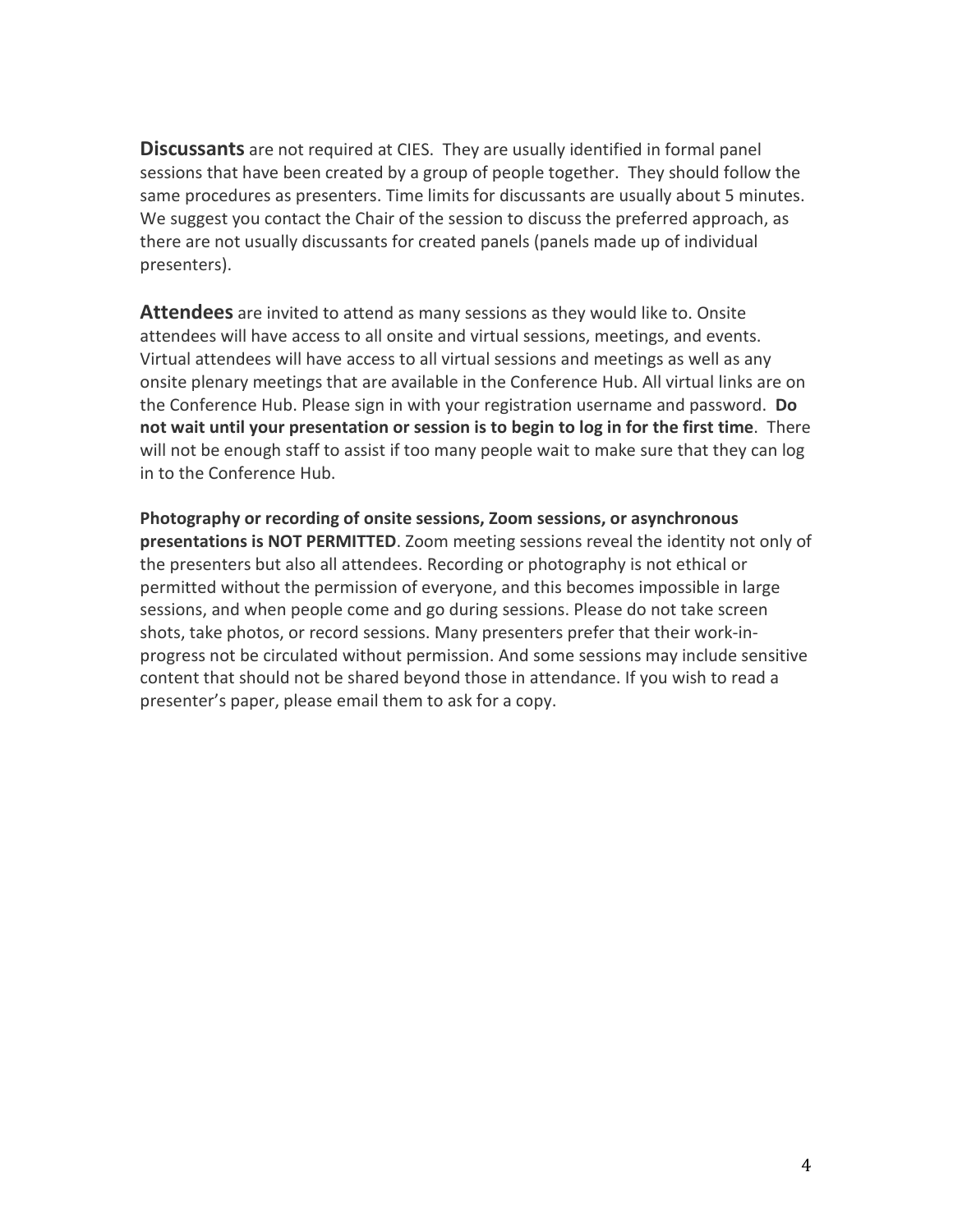**Discussants** are not required at CIES. They are usually identified in formal panel sessions that have been created by a group of people together. They should follow the same procedures as presenters. Time limits for discussants are usually about 5 minutes. We suggest you contact the Chair of the session to discuss the preferred approach, as there are not usually discussants for created panels (panels made up of individual presenters).

**Attendees** are invited to attend as many sessions as they would like to. Onsite attendees will have access to all onsite and virtual sessions, meetings, and events. Virtual attendees will have access to all virtual sessions and meetings as well as any onsite plenary meetings that are available in the Conference Hub. All virtual links are on the Conference Hub. Please sign in with your registration username and password. **Do not wait until your presentation or session is to begin to log in for the first time**. There will not be enough staff to assist if too many people wait to make sure that they can log in to the Conference Hub.

**Photography or recording of onsite sessions, Zoom sessions, or asynchronous presentations is NOT PERMITTED**. Zoom meeting sessions reveal the identity not only of the presenters but also all attendees. Recording or photography is not ethical or permitted without the permission of everyone, and this becomes impossible in large sessions, and when people come and go during sessions. Please do not take screen shots, take photos, or record sessions. Many presenters prefer that their work-in-progress not be circulated without permission. And some sessions may include sensitive content that should not be shared beyond those in attendance. If you wish to read a presenter's paper, please email them to ask for a copy.